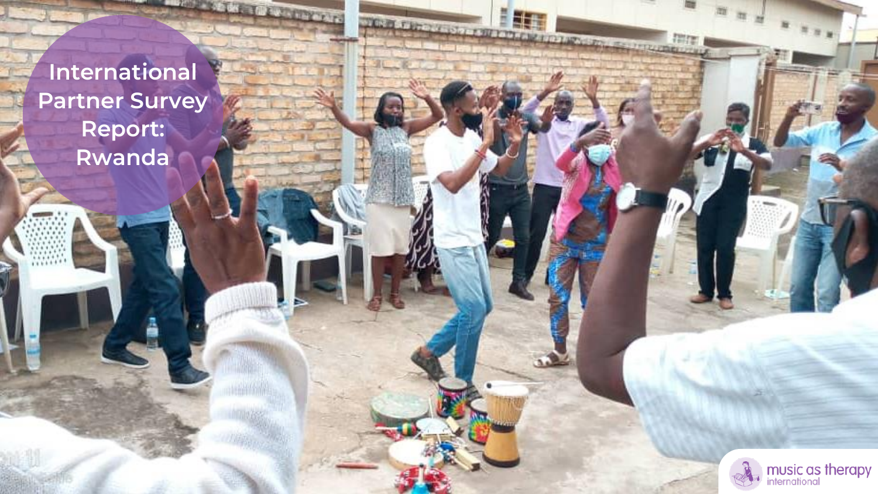# International Partner Survey Report: Rwanda

music as therapy international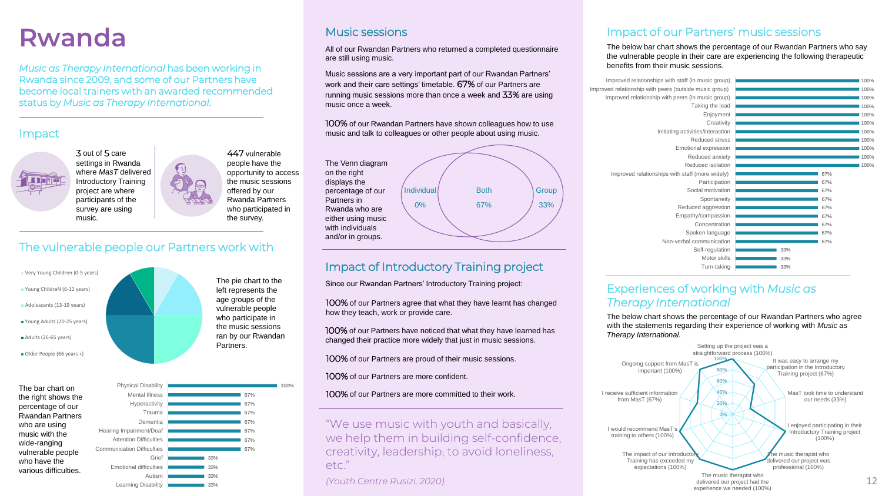# Rwanda

*Music as Therapy International* has been working in Rwanda since 2009, and some of our Partners have become local trainers with an awarded recommended status by *Music as Therapy International.*

## Impact

3 out of 5 care settings in Rwanda where *MasT* delivered Introductory Training project are where participants of the survey are using music.

447 vulnerable people have the opportunity to access the music sessions offered by our Rwanda Partners who participated in the survey.

## The vulnerable people our Partners work with

- Very Young Children (0-5 years)
- Young ChildreN (6-12 years)
- Adolescents (13-19 years)
- Young Adults (20-25 years)
- Adults (26-65 years)
- Older People (66 years +)

The pie chart to the left represents the age groups of the vulnerable people who participate in the music sessions ran by our Rwandan Partners.

The bar chart on the right shows the percentage of our Rwandan Partners who are using music with the wide-ranging vulnerable people who have the various difficulties.

| Difficulty | % |
|---|---|
| Physical Disability | 100% |
| Mental Illness | 67% |
| Hyperactivity | 67% |
| Trauma | 67% |
| Dementia | 67% |
| Hearing Impairment/Deaf | 67% |
| Attention Difficulties | 67% |
| Communication Difficulties | 67% |
| Grief | 33% |
| Emotional difficulties | 33% |
| Autism | 33% |
| Learning Disability | 33% |

## Music sessions

All of our Rwandan Partners who returned a completed questionnaire are still using music.

Music sessions are a very important part of our Rwandan Partners' work and their care settings' timetable. 67% of our Partners are running music sessions more than once a week and 33% are using music once a week.

100% of our Rwandan Partners have shown colleagues how to use music and talk to colleagues or other people about using music.

The Venn diagram on the right displays the percentage of our Partners in Rwanda who are either using music with individuals and/or in groups.

| Individual | Both | Group |
|---|---|---|
| 0% | 67% | 33% |

## Impact of Introductory Training project

Since our Rwandan Partners' Introductory Training project:

100% of our Partners agree that what they have learnt has changed how they teach, work or provide care.

100% of our Partners have noticed that what they have learned has changed their practice more widely that just in music sessions.

100% of our Partners are proud of their music sessions.

100% of our Partners are more confident.

100% of our Partners are more committed to their work.

"We use music with youth and basically, we help them in building self-confidence, creativity, leadership, to avoid loneliness, etc."

*(Youth Centre Rusizi, 2020)*

## Impact of our Partners' music sessions

The below bar chart shows the percentage of our Rwandan Partners who say the vulnerable people in their care are experiencing the following therapeutic benefits from their music sessions.

| Benefit | % |
|---|---|
| Improved relationships with staff (in music group) | 100% |
| Improved relationship with peers (outside music group) | 100% |
| Improved relationship with peers (in music group) | 100% |
| Taking the lead | 100% |
| Enjoyment | 100% |
| Creativity | 100% |
| Initiating activities/interaction | 100% |
| Reduced stress | 100% |
| Emotional expression | 100% |
| Reduced anxiety | 100% |
| Reduced isolation | 100% |
| Improved relationships with staff (more widely) | 67% |
| Participation | 67% |
| Social motivation | 67% |
| Spontaneity | 67% |
| Reduced aggression | 67% |
| Empathy/compassion | 67% |
| Concentration | 67% |
| Spoken language | 67% |
| Non-verbal communication | 67% |
| Self-regulation | 33% |
| Motor skills | 33% |
| Turn-taking | 33% |

## Experiences of working with *Music as Therapy International*

The below chart shows the percentage of our Rwandan Partners who agree with the statements regarding their experience of working with *Music as Therapy International.*

- Setting up the project was a straightforward process (100%)
- It was easy to arrange my participation in the Introductory Training project (67%)
- MasT took time to understand our needs (33%)
- I enjoyed participating in their Introductory Training project (100%)
- The music therapist who delivered our project was professional (100%)
- The music therapist who delivered our project had the experience we needed (100%)
- The impact of our Introductory Training has exceeded my expectations (100%)
- I would recommend MasT's training to others (100%)
- I receive sufficient information from MasT (67%)
- Ongoing support from MasT is important (100%)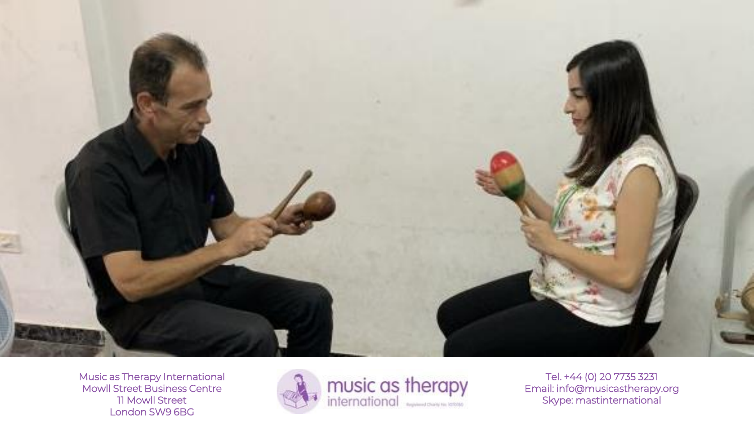Music as Therapy International
Mowll Street Business Centre
11 Mowll Street
London SW9 6BG

music as therapy international

Registered Charity No. 1070360

Tel. +44 (0) 20 7735 3231
Email: info@musicastherapy.org
Skype: mastinternational